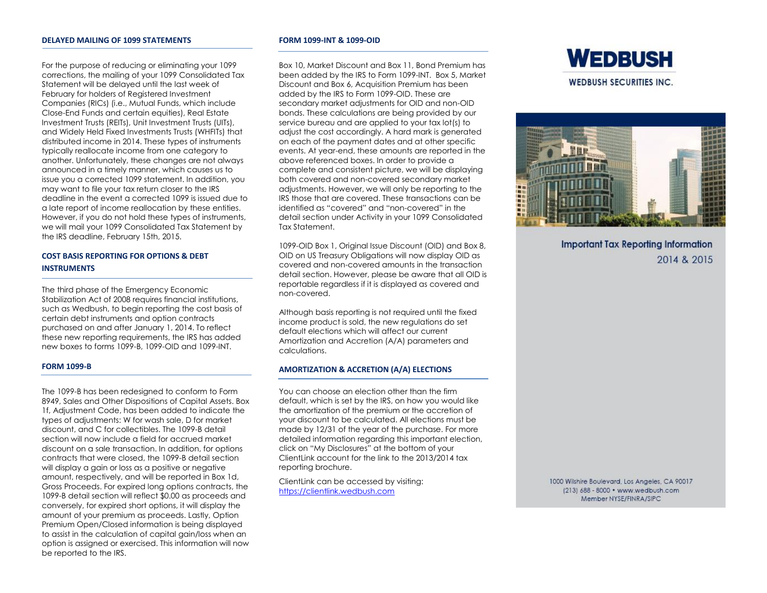## DELAYED MAILING OF 1099 STATEMENTS

For the purpose of reducing or eliminating your 1099 corrections, the mailing of your 1099 Consolidated Tax Statement will be delayed until the last week of February for holders of Registered Investment Companies (RICs) (i.e., Mutual Funds, which include Close-End Funds and certain equities), Real Estate Investment Trusts (REITs), Unit Investment Trusts (UITs), and Widely Held Fixed Investments Trusts (WHFITs) that distributed income in 2014. These types of instruments typically reallocate income from one category to another. Unfortunately, these changes are not always announced in a timely manner, which causes us to issue you a corrected 1099 statement. In addition, you may want to file your tax return closer to the IRS deadline in the event a corrected 1099 is issued due to a late report of income reallocation by these entities. However, if you do not hold these types of instruments, we will mail your 1099 Consolidated Tax Statement by the IRS deadline, February 15th, 2015.

## COST BASIS REPORTING FOR OPTIONS & DEBT INSTRUMENTS

The third phase of the Emergency Economic Stabilization Act of 2008 requires financial institutions, such as Wedbush, to begin reporting the cost basis of certain debt instruments and option contracts purchased on and after January 1, 2014. To reflect these new reporting requirements, the IRS has added new boxes to forms 1099-B, 1099-OID and 1099-INT.

## FORM 1099-B

The 1099-B has been redesigned to conform to Form 8949, Sales and Other Dispositions of Capital Assets. Box 1f, Adjustment Code, has been added to indicate the types of adjustments: W for wash sale, D for market discount, and C for collectibles. The 1099-B detail section will now include a field for accrued market discount on a sale transaction. In addition, for options contracts that were closed, the 1099-B detail section will display a gain or loss as a positive or negative amount, respectively, and will be reported in Box 1d, Gross Proceeds. For expired long options contracts, the 1099-B detail section will reflect $0.00 as proceeds and conversely, for expired short options, it will display the amount of your premium as proceeds. Lastly, Option Premium Open/Closed information is being displayed to assist in the calculation of capital gain/loss when an option is assigned or exercised. This information will now be reported to the IRS.

## FORM 1099-INT & 1099-OID

Box 10, Market Discount and Box 11, Bond Premium has been added by the IRS to Form 1099-INT. Box 5, Market Discount and Box 6, Acquisition Premium has been added by the IRS to Form 1099-OID. These are secondary market adjustments for OID and non-OID bonds. These calculations are being provided by our service bureau and are applied to your tax lot(s) to adjust the cost accordingly. A hard mark is generated on each of the payment dates and at other specific events. At year-end, these amounts are reported in the above referenced boxes. In order to provide a complete and consistent picture, we will be displaying both covered and non-covered secondary market adjustments. However, we will only be reporting to the IRS those that are covered. These transactions can be identified as “covered” and “non-covered” in the detail section under Activity in your 1099 Consolidated Tax Statement.

1099-OID Box 1, Original Issue Discount (OID) and Box 8, OID on US Treasury Obligations will now display OID as covered and non-covered amounts in the transaction detail section. However, please be aware that all OID is reportable regardless if it is displayed as covered and non-covered.

Although basis reporting is not required until the fixed income product is sold, the new regulations do set default elections which will affect our current Amortization and Accretion (A/A) parameters and calculations.

## AMORTIZATION & ACCRETION (A/A) ELECTIONS

You can choose an election other than the firm default, which is set by the IRS, on how you would like the amortization of the premium or the accretion of your discount to be calculated. All elections must be made by 12/31 of the year of the purchase. For more detailed information regarding this important election, click on “My Disclosures” at the bottom of your ClientLink account for the link to the 2013/2014 tax reporting brochure.

ClientLink can be accessed by visiting: https://clientlink.wedbush.com

# WEDBUSH

WEDBUSH SECURITIES INC.

**Important Tax Reporting Information**

2014 & 2015

1000 Wilshire Boulevard, Los Angeles, CA 90017
(213) 688 - 8000 • www.wedbush.com
Member NYSE/FINRA/SIPC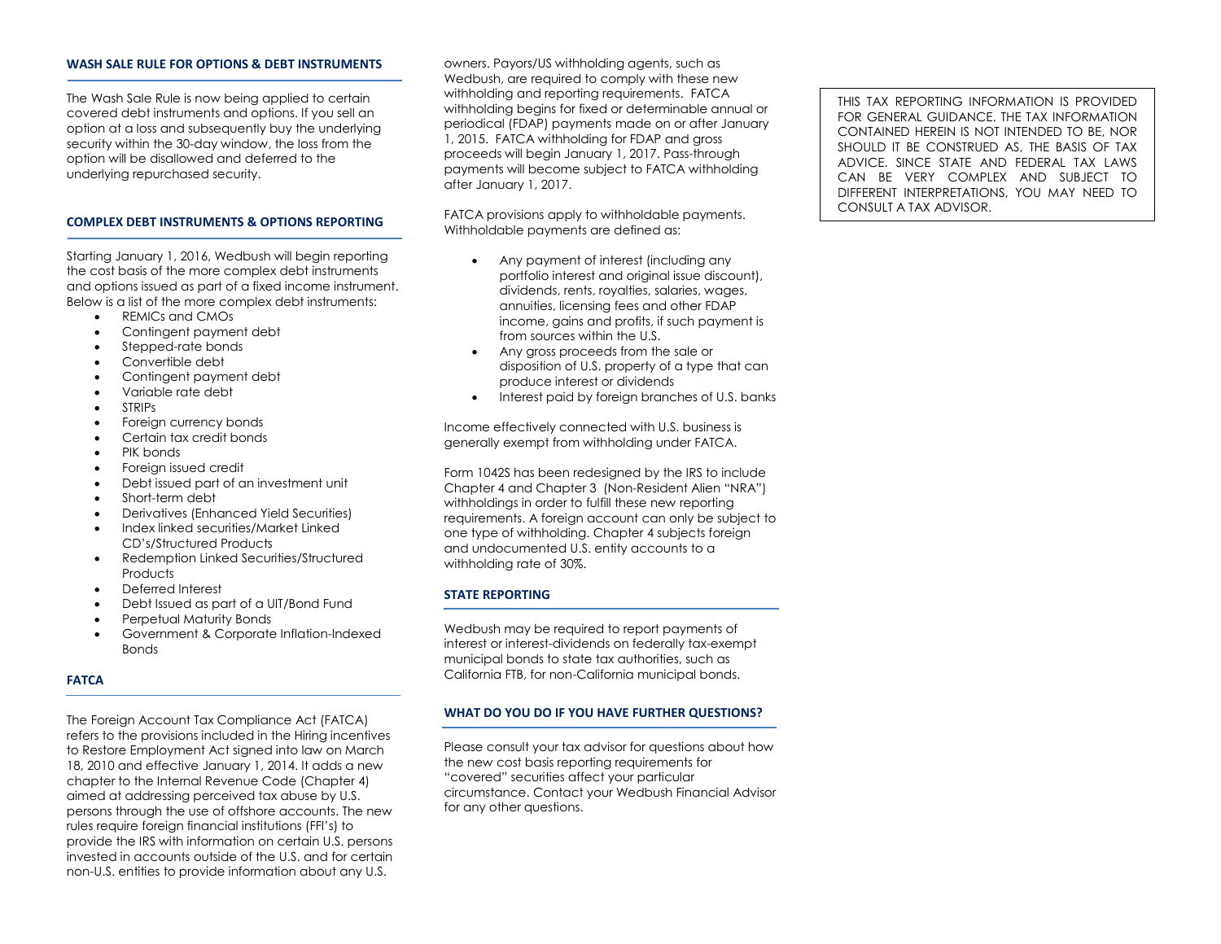## WASH SALE RULE FOR OPTIONS & DEBT INSTRUMENTS

The Wash Sale Rule is now being applied to certain covered debt instruments and options. If you sell an option at a loss and subsequently buy the underlying security within the 30-day window, the loss from the option will be disallowed and deferred to the underlying repurchased security.

## COMPLEX DEBT INSTRUMENTS & OPTIONS REPORTING

Starting January 1, 2016, Wedbush will begin reporting the cost basis of the more complex debt instruments and options issued as part of a fixed income instrument. Below is a list of the more complex debt instruments:

- REMICs and CMOs
- Contingent payment debt
- Stepped-rate bonds
- Convertible debt
- Contingent payment debt
- Variable rate debt
- STRIPs
- Foreign currency bonds
- Certain tax credit bonds
- PIK bonds
- Foreign issued credit
- Debt issued part of an investment unit
- Short-term debt
- Derivatives (Enhanced Yield Securities)
- Index linked securities/Market Linked CD's/Structured Products
- Redemption Linked Securities/Structured Products
- Deferred Interest
- Debt Issued as part of a UIT/Bond Fund
- Perpetual Maturity Bonds
- Government & Corporate Inflation-Indexed Bonds

## FATCA

The Foreign Account Tax Compliance Act (FATCA) refers to the provisions included in the Hiring incentives to Restore Employment Act signed into law on March 18, 2010 and effective January 1, 2014. It adds a new chapter to the Internal Revenue Code (Chapter 4) aimed at addressing perceived tax abuse by U.S. persons through the use of offshore accounts. The new rules require foreign financial institutions (FFI's) to provide the IRS with information on certain U.S. persons invested in accounts outside of the U.S. and for certain non-U.S. entities to provide information about any U.S. owners. Payors/US withholding agents, such as Wedbush, are required to comply with these new withholding and reporting requirements. FATCA withholding begins for fixed or determinable annual or periodical (FDAP) payments made on or after January 1, 2015. FATCA withholding for FDAP and gross proceeds will begin January 1, 2017. Pass-through payments will become subject to FATCA withholding after January 1, 2017.

FATCA provisions apply to withholdable payments. Withholdable payments are defined as:

- Any payment of interest (including any portfolio interest and original issue discount), dividends, rents, royalties, salaries, wages, annuities, licensing fees and other FDAP income, gains and profits, if such payment is from sources within the U.S.
- Any gross proceeds from the sale or disposition of U.S. property of a type that can produce interest or dividends
- Interest paid by foreign branches of U.S. banks

Income effectively connected with U.S. business is generally exempt from withholding under FATCA.

Form 1042S has been redesigned by the IRS to include Chapter 4 and Chapter 3 (Non-Resident Alien "NRA") withholdings in order to fulfill these new reporting requirements. A foreign account can only be subject to one type of withholding. Chapter 4 subjects foreign and undocumented U.S. entity accounts to a withholding rate of 30%.

## STATE REPORTING

Wedbush may be required to report payments of interest or interest-dividends on federally tax-exempt municipal bonds to state tax authorities, such as California FTB, for non-California municipal bonds.

## WHAT DO YOU DO IF YOU HAVE FURTHER QUESTIONS?

Please consult your tax advisor for questions about how the new cost basis reporting requirements for "covered" securities affect your particular circumstance. Contact your Wedbush Financial Advisor for any other questions.

THIS TAX REPORTING INFORMATION IS PROVIDED FOR GENERAL GUIDANCE. THE TAX INFORMATION CONTAINED HEREIN IS NOT INTENDED TO BE, NOR SHOULD IT BE CONSTRUED AS, THE BASIS OF TAX ADVICE. SINCE STATE AND FEDERAL TAX LAWS CAN BE VERY COMPLEX AND SUBJECT TO DIFFERENT INTERPRETATIONS, YOU MAY NEED TO CONSULT A TAX ADVISOR.